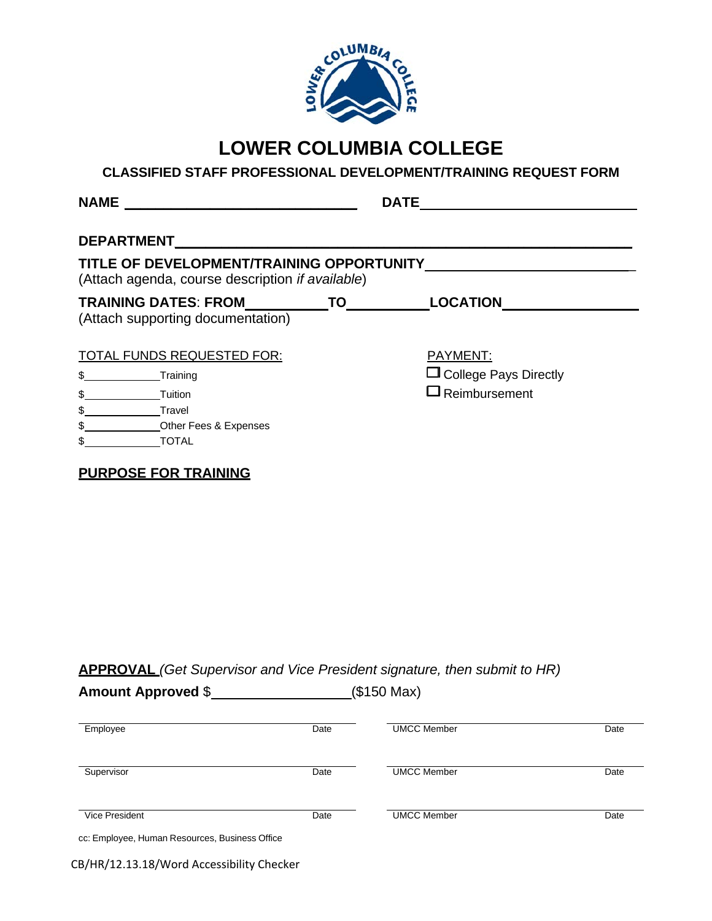# LOWER COLUMBIA COLLEGE

## CLASSIFIED STAFF PROFESSIONAL DEVELOPMENT/TRAINING REQUEST FORM

**NAME** ______________________________ **DATE** ______________________________

**DEPARTMENT** ____________________________________________________________

**TITLE OF DEVELOPMENT/TRAINING OPPORTUNITY** ________________________
(Attach agenda, course description *if available*)

**TRAINING DATES**: **FROM** __________ **TO** __________ **LOCATION** ________________
(Attach supporting documentation)

TOTAL FUNDS REQUESTED FOR:

$ ____________ Training
$ ____________ Tuition
$ ____________ Travel
$ ____________ Other Fees & Expenses
$ ____________ TOTAL

PAYMENT:

☐ College Pays Directly
☐ Reimbursement

**PURPOSE FOR TRAINING**

**APPROVAL** *(Get Supervisor and Vice President signature, then submit to HR)*

**Amount Approved** $ __________________ ($150 Max)

| | | | |
|---|---|---|---|
| Employee | Date | UMCC Member | Date |
| Supervisor | Date | UMCC Member | Date |
| Vice President | Date | UMCC Member | Date |

cc: Employee, Human Resources, Business Office

CB/HR/12.13.18/Word Accessibility Checker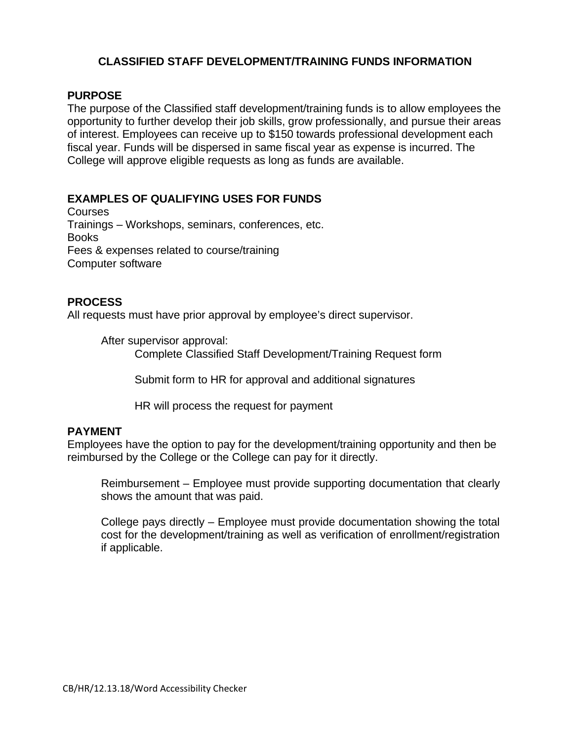# CLASSIFIED STAFF DEVELOPMENT/TRAINING FUNDS INFORMATION

## PURPOSE

The purpose of the Classified staff development/training funds is to allow employees the opportunity to further develop their job skills, grow professionally, and pursue their areas of interest. Employees can receive up to $150 towards professional development each fiscal year. Funds will be dispersed in same fiscal year as expense is incurred. The College will approve eligible requests as long as funds are available.

## EXAMPLES OF QUALIFYING USES FOR FUNDS

Courses
Trainings – Workshops, seminars, conferences, etc.
Books
Fees & expenses related to course/training
Computer software

## PROCESS

All requests must have prior approval by employee's direct supervisor.

After supervisor approval:

Complete Classified Staff Development/Training Request form

Submit form to HR for approval and additional signatures

HR will process the request for payment

## PAYMENT

Employees have the option to pay for the development/training opportunity and then be reimbursed by the College or the College can pay for it directly.

Reimbursement – Employee must provide supporting documentation that clearly shows the amount that was paid.

College pays directly – Employee must provide documentation showing the total cost for the development/training as well as verification of enrollment/registration if applicable.

CB/HR/12.13.18/Word Accessibility Checker